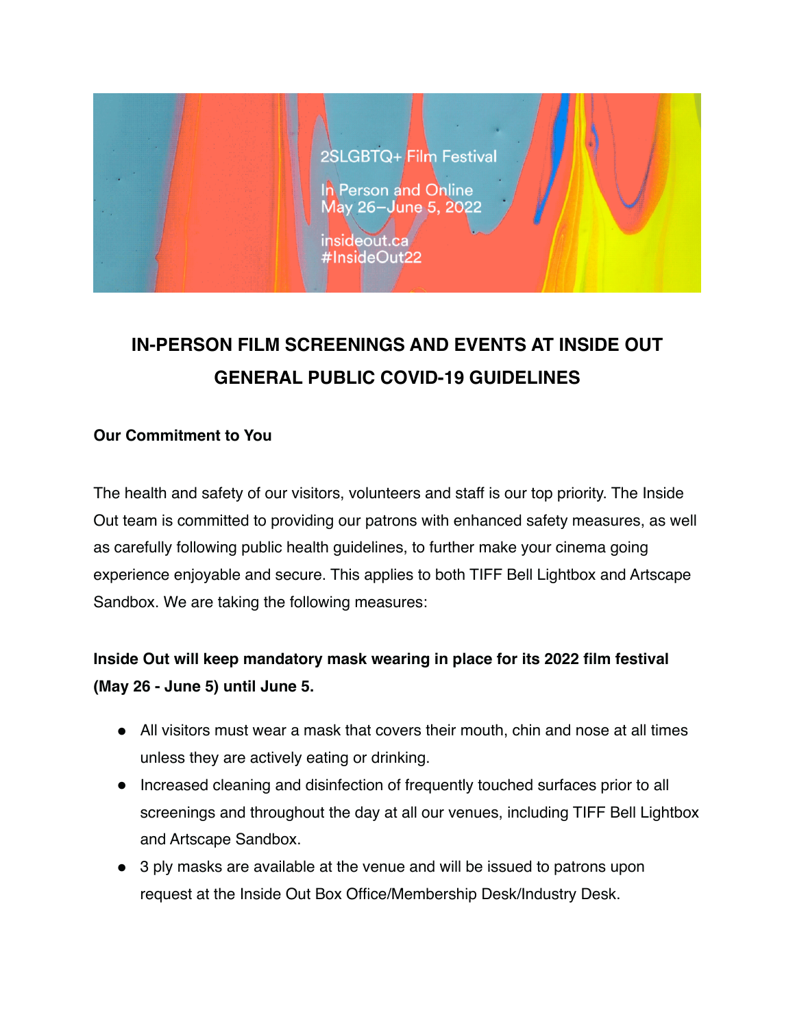2SLGBTQ+ Film Festival

In Person and Online
May 26–June 5, 2022

insideout.ca
#InsideOut22

# IN-PERSON FILM SCREENINGS AND EVENTS AT INSIDE OUT GENERAL PUBLIC COVID-19 GUIDELINES

**Our Commitment to You**

The health and safety of our visitors, volunteers and staff is our top priority. The Inside Out team is committed to providing our patrons with enhanced safety measures, as well as carefully following public health guidelines, to further make your cinema going experience enjoyable and secure. This applies to both TIFF Bell Lightbox and Artscape Sandbox. We are taking the following measures:

**Inside Out will keep mandatory mask wearing in place for its 2022 film festival (May 26 - June 5) until June 5.**

- All visitors must wear a mask that covers their mouth, chin and nose at all times unless they are actively eating or drinking.
- Increased cleaning and disinfection of frequently touched surfaces prior to all screenings and throughout the day at all our venues, including TIFF Bell Lightbox and Artscape Sandbox.
- 3 ply masks are available at the venue and will be issued to patrons upon request at the Inside Out Box Office/Membership Desk/Industry Desk.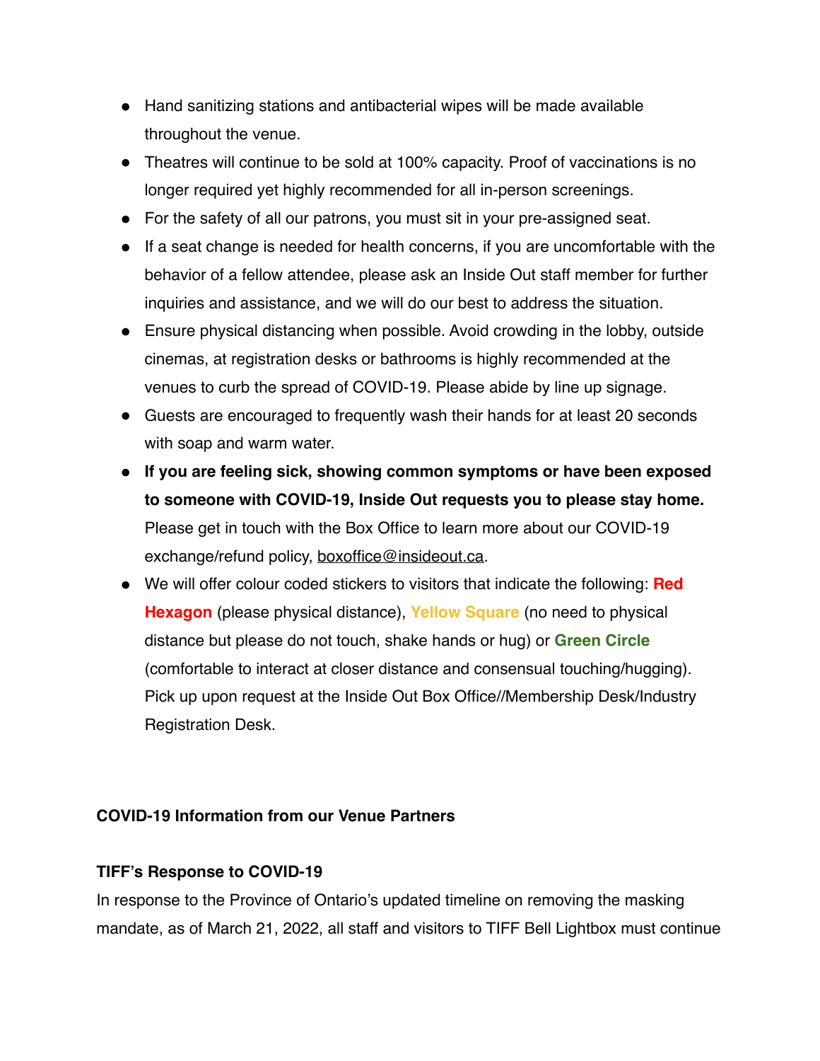- Hand sanitizing stations and antibacterial wipes will be made available throughout the venue.
- Theatres will continue to be sold at 100% capacity. Proof of vaccinations is no longer required yet highly recommended for all in-person screenings.
- For the safety of all our patrons, you must sit in your pre-assigned seat.
- If a seat change is needed for health concerns, if you are uncomfortable with the behavior of a fellow attendee, please ask an Inside Out staff member for further inquiries and assistance, and we will do our best to address the situation.
- Ensure physical distancing when possible. Avoid crowding in the lobby, outside cinemas, at registration desks or bathrooms is highly recommended at the venues to curb the spread of COVID-19. Please abide by line up signage.
- Guests are encouraged to frequently wash their hands for at least 20 seconds with soap and warm water.
- **If you are feeling sick, showing common symptoms or have been exposed to someone with COVID-19, Inside Out requests you to please stay home.** Please get in touch with the Box Office to learn more about our COVID-19 exchange/refund policy, boxoffice@insideout.ca.
- We will offer colour coded stickers to visitors that indicate the following: **Red Hexagon** (please physical distance), **Yellow Square** (no need to physical distance but please do not touch, shake hands or hug) or **Green Circle** (comfortable to interact at closer distance and consensual touching/hugging). Pick up upon request at the Inside Out Box Office//Membership Desk/Industry Registration Desk.

**COVID-19 Information from our Venue Partners**

**TIFF's Response to COVID-19**

In response to the Province of Ontario's updated timeline on removing the masking mandate, as of March 21, 2022, all staff and visitors to TIFF Bell Lightbox must continue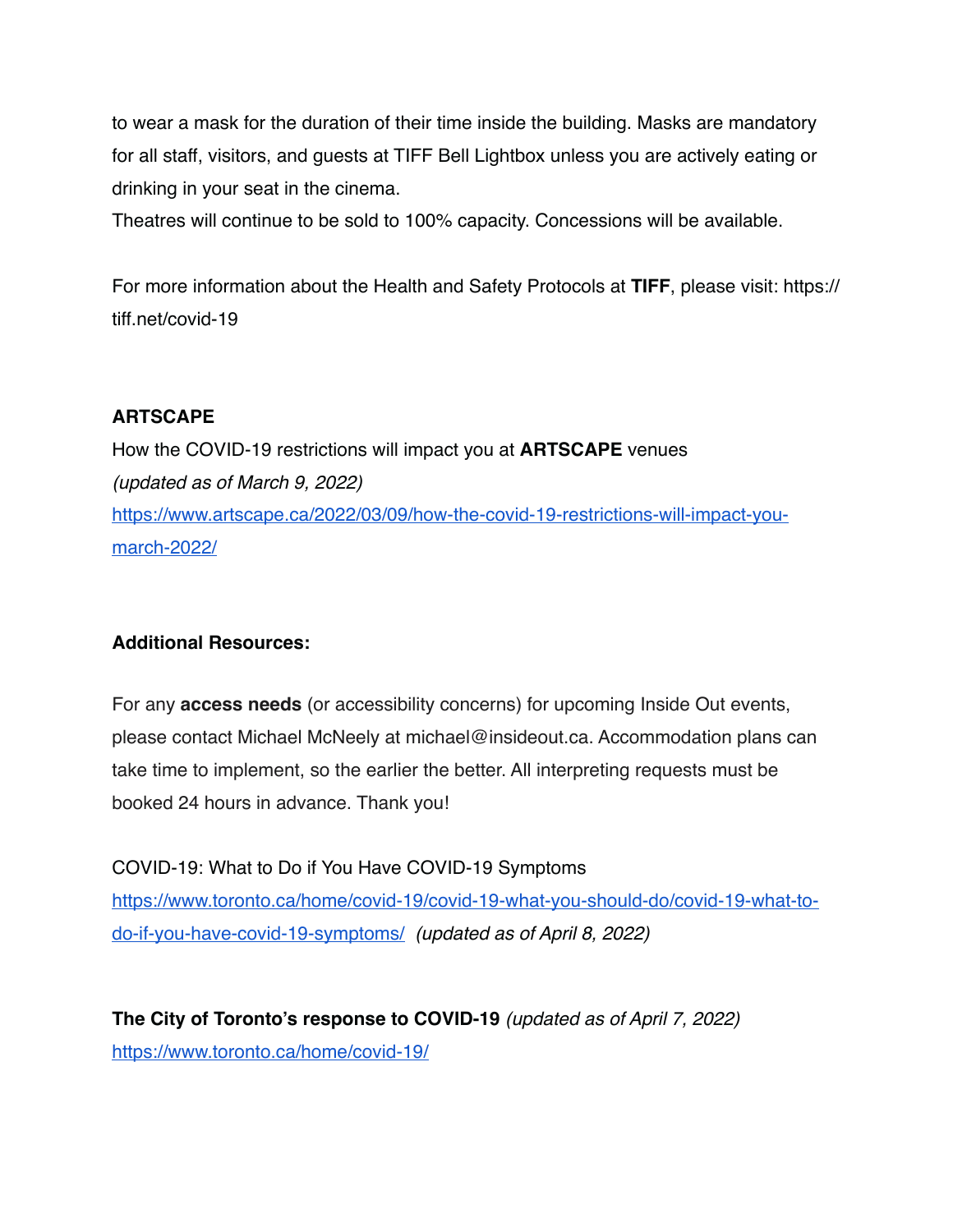to wear a mask for the duration of their time inside the building. Masks are mandatory for all staff, visitors, and guests at TIFF Bell Lightbox unless you are actively eating or drinking in your seat in the cinema.
Theatres will continue to be sold to 100% capacity. Concessions will be available.

For more information about the Health and Safety Protocols at **TIFF**, please visit: https://tiff.net/covid-19

**ARTSCAPE**
How the COVID-19 restrictions will impact you at **ARTSCAPE** venues
*(updated as of March 9, 2022)*
https://www.artscape.ca/2022/03/09/how-the-covid-19-restrictions-will-impact-you-march-2022/

**Additional Resources:**

For any **access needs** (or accessibility concerns) for upcoming Inside Out events, please contact Michael McNeely at michael@insideout.ca. Accommodation plans can take time to implement, so the earlier the better. All interpreting requests must be booked 24 hours in advance. Thank you!

COVID-19: What to Do if You Have COVID-19 Symptoms
https://www.toronto.ca/home/covid-19/covid-19-what-you-should-do/covid-19-what-to-do-if-you-have-covid-19-symptoms/ *(updated as of April 8, 2022)*

**The City of Toronto's response to COVID-19** *(updated as of April 7, 2022)*
https://www.toronto.ca/home/covid-19/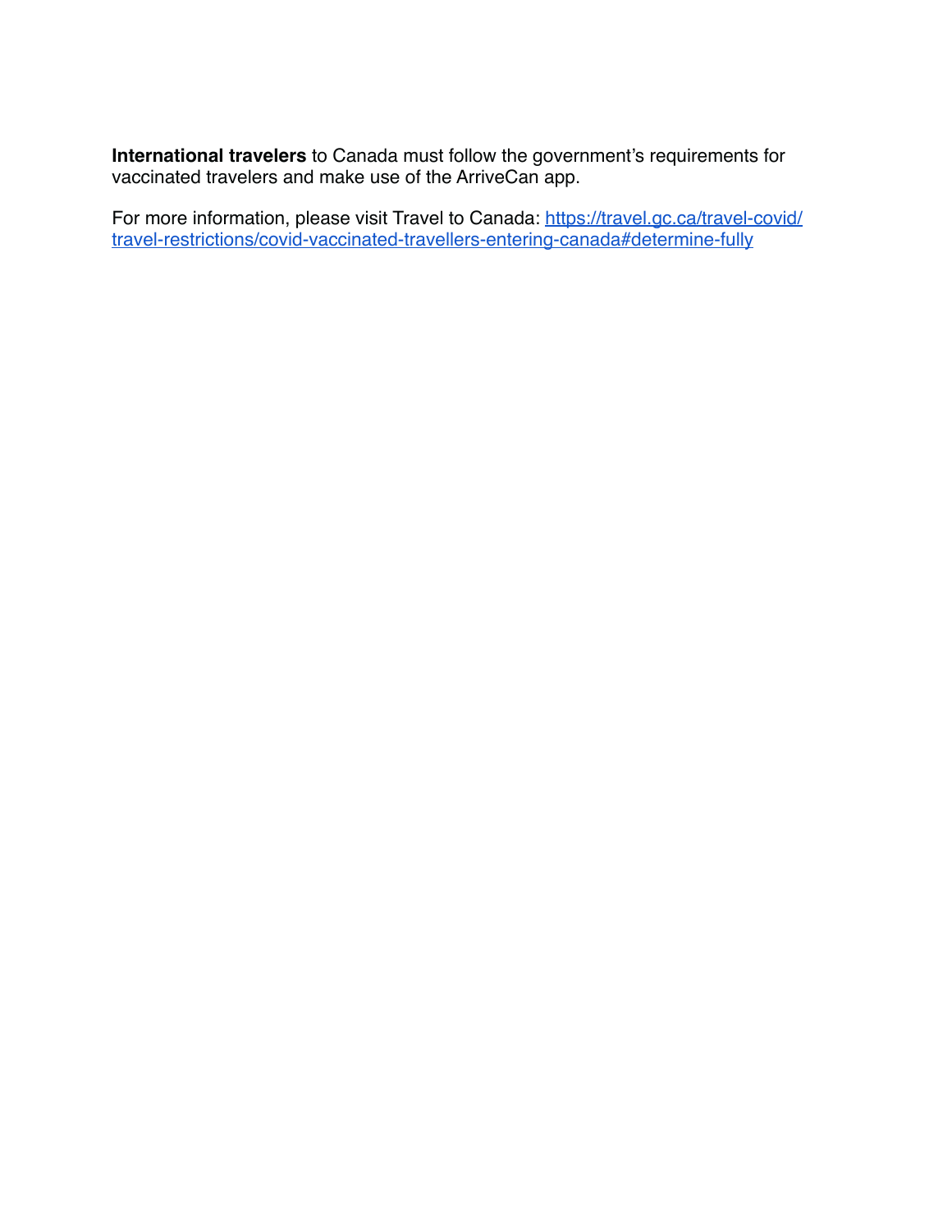**International travelers** to Canada must follow the government's requirements for vaccinated travelers and make use of the ArriveCan app.

For more information, please visit Travel to Canada: [https://travel.gc.ca/travel-covid/travel-restrictions/covid-vaccinated-travellers-entering-canada#determine-fully](https://travel.gc.ca/travel-covid/travel-restrictions/covid-vaccinated-travellers-entering-canada#determine-fully)